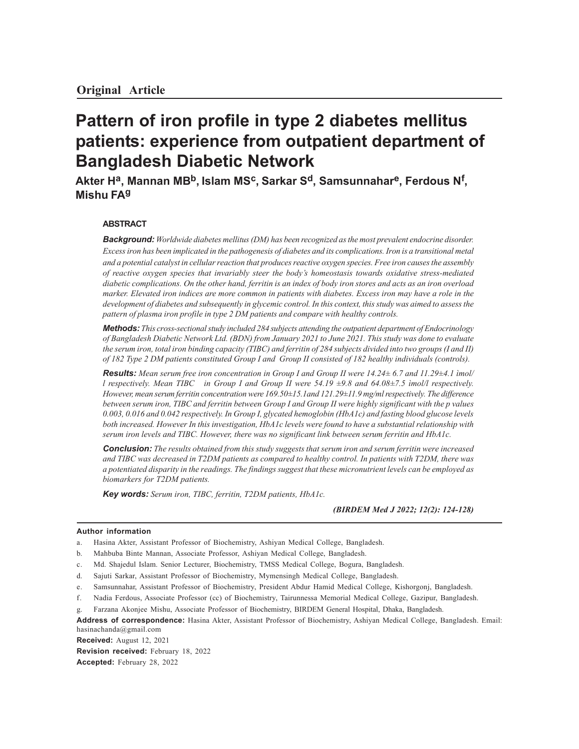Original Article

# Pattern of iron profile in type 2 diabetes mellitus patients: experience from outpatient department of Bangladesh Diabetic Network

**Akter H[a], Mannan MB[b], Islam MS[c], Sarkar S[d], Samsunnahar[e], Ferdous N[f], Mishu FA[g]**

## ABSTRACT

***Background:*** *Worldwide diabetes mellitus (DM) has been recognized as the most prevalent endocrine disorder. Excess iron has been implicated in the pathogenesis of diabetes and its complications. Iron is a transitional metal and a potential catalyst in cellular reaction that produces reactive oxygen species. Free iron causes the assembly of reactive oxygen species that invariably steer the body's homeostasis towards oxidative stress-mediated diabetic complications. On the other hand, ferritin is an index of body iron stores and acts as an iron overload marker. Elevated iron indices are more common in patients with diabetes. Excess iron may have a role in the development of diabetes and subsequently in glycemic control. In this context, this study was aimed to assess the pattern of plasma iron profile in type 2 DM patients and compare with healthy controls.*

***Methods:*** *This cross-sectional study included 284 subjects attending the outpatient department of Endocrinology of Bangladesh Diabetic Network Ltd. (BDN) from January 2021 to June 2021. This study was done to evaluate the serum iron, total iron binding capacity (TIBC) and ferritin of 284 subjects divided into two groups (I and II) of 182 Type 2 DM patients constituted Group I and Group II consisted of 182 healthy individuals (controls).*

***Results:*** *Mean serum free iron concentration in Group I and Group II were 14.24± 6.7 and 11.29±4.1 ìmol/l respectively. Mean TIBC in Group I and Group II were 54.19 ±9.8 and 64.08±7.5 ìmol/l respectively. However, mean serum ferritin concentration were 169.50±15.1and 121.29±11.9 mg/ml respectively. The difference between serum iron, TIBC and ferritin between Group I and Group II were highly significant with the p values 0.003, 0.016 and 0.042 respectively. In Group I, glycated hemoglobin (HbA1c) and fasting blood glucose levels both increased. However In this investigation, HbA1c levels were found to have a substantial relationship with serum iron levels and TIBC. However, there was no significant link between serum ferritin and HbA1c.*

***Conclusion:*** *The results obtained from this study suggests that serum iron and serum ferritin were increased and TIBC was decreased in T2DM patients as compared to healthy control. In patients with T2DM, there was a potentiated disparity in the readings. The findings suggest that these micronutrient levels can be employed as biomarkers for T2DM patients.*

***Key words:*** *Serum iron, TIBC, ferritin, T2DM patients, HbA1c.*

*(BIRDEM Med J 2022; 12(2): 124-128)*

**Author information**

a. Hasina Akter, Assistant Professor of Biochemistry, Ashiyan Medical College, Bangladesh.
b. Mahbuba Binte Mannan, Associate Professor, Ashiyan Medical College, Bangladesh.
c. Md. Shajedul Islam. Senior Lecturer, Biochemistry, TMSS Medical College, Bogura, Bangladesh.
d. Sajuti Sarkar, Assistant Professor of Biochemistry, Mymensingh Medical College, Bangladesh.
e. Samsunnahar, Assistant Professor of Biochemistry, President Abdur Hamid Medical College, Kishorgonj, Bangladesh.
f. Nadia Ferdous, Associate Professor (cc) of Biochemistry, Tairunnessa Memorial Medical College, Gazipur, Bangladesh.
g. Farzana Akonjee Mishu, Associate Professor of Biochemistry, BIRDEM General Hospital, Dhaka, Bangladesh.

**Address of correspondence:** Hasina Akter, Assistant Professor of Biochemistry, Ashiyan Medical College, Bangladesh. Email: hasinachanda@gmail.com

**Received:** August 12, 2021

**Revision received:** February 18, 2022

**Accepted:** February 28, 2022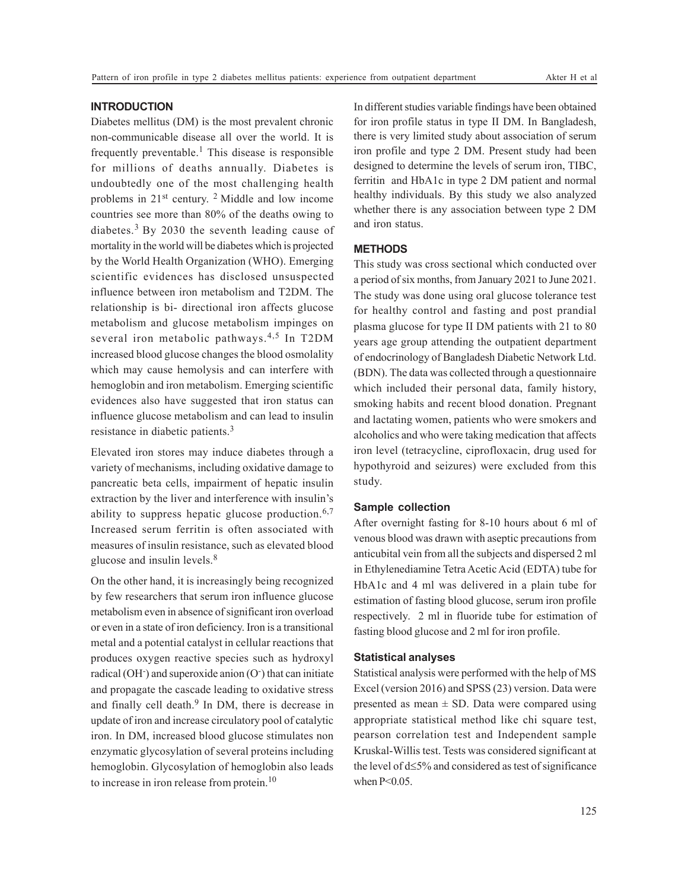## INTRODUCTION

Diabetes mellitus (DM) is the most prevalent chronic non-communicable disease all over the world. It is frequently preventable.[1] This disease is responsible for millions of deaths annually. Diabetes is undoubtedly one of the most challenging health problems in 21st century. [2] Middle and low income countries see more than 80% of the deaths owing to diabetes.[3] By 2030 the seventh leading cause of mortality in the world will be diabetes which is projected by the World Health Organization (WHO). Emerging scientific evidences has disclosed unsuspected influence between iron metabolism and T2DM. The relationship is bi- directional iron affects glucose metabolism and glucose metabolism impinges on several iron metabolic pathways.[4,5] In T2DM increased blood glucose changes the blood osmolality which may cause hemolysis and can interfere with hemoglobin and iron metabolism. Emerging scientific evidences also have suggested that iron status can influence glucose metabolism and can lead to insulin resistance in diabetic patients.[3]

Elevated iron stores may induce diabetes through a variety of mechanisms, including oxidative damage to pancreatic beta cells, impairment of hepatic insulin extraction by the liver and interference with insulin's ability to suppress hepatic glucose production.[6,7] Increased serum ferritin is often associated with measures of insulin resistance, such as elevated blood glucose and insulin levels.[8]

On the other hand, it is increasingly being recognized by few researchers that serum iron influence glucose metabolism even in absence of significant iron overload or even in a state of iron deficiency. Iron is a transitional metal and a potential catalyst in cellular reactions that produces oxygen reactive species such as hydroxyl radical ($OH^-$) and superoxide anion ($O^-$) that can initiate and propagate the cascade leading to oxidative stress and finally cell death.[9] In DM, there is decrease in update of iron and increase circulatory pool of catalytic iron. In DM, increased blood glucose stimulates non enzymatic glycosylation of several proteins including hemoglobin. Glycosylation of hemoglobin also leads to increase in iron release from protein.[10]

In different studies variable findings have been obtained for iron profile status in type II DM. In Bangladesh, there is very limited study about association of serum iron profile and type 2 DM. Present study had been designed to determine the levels of serum iron, TIBC, ferritin and HbA1c in type 2 DM patient and normal healthy individuals. By this study we also analyzed whether there is any association between type 2 DM and iron status.

## METHODS

This study was cross sectional which conducted over a period of six months, from January 2021 to June 2021. The study was done using oral glucose tolerance test for healthy control and fasting and post prandial plasma glucose for type II DM patients with 21 to 80 years age group attending the outpatient department of endocrinology of Bangladesh Diabetic Network Ltd. (BDN). The data was collected through a questionnaire which included their personal data, family history, smoking habits and recent blood donation. Pregnant and lactating women, patients who were smokers and alcoholics and who were taking medication that affects iron level (tetracycline, ciprofloxacin, drug used for hypothyroid and seizures) were excluded from this study.

### Sample collection

After overnight fasting for 8-10 hours about 6 ml of venous blood was drawn with aseptic precautions from anticubital vein from all the subjects and dispersed 2 ml in Ethylenediamine Tetra Acetic Acid (EDTA) tube for HbA1c and 4 ml was delivered in a plain tube for estimation of fasting blood glucose, serum iron profile respectively. 2 ml in fluoride tube for estimation of fasting blood glucose and 2 ml for iron profile.

### Statistical analyses

Statistical analysis were performed with the help of MS Excel (version 2016) and SPSS (23) version. Data were presented as mean ± SD. Data were compared using appropriate statistical method like chi square test, pearson correlation test and Independent sample Kruskal-Willis test. Tests was considered significant at the level of $d \leq 5\%$ and considered as test of significance when $P<0.05$.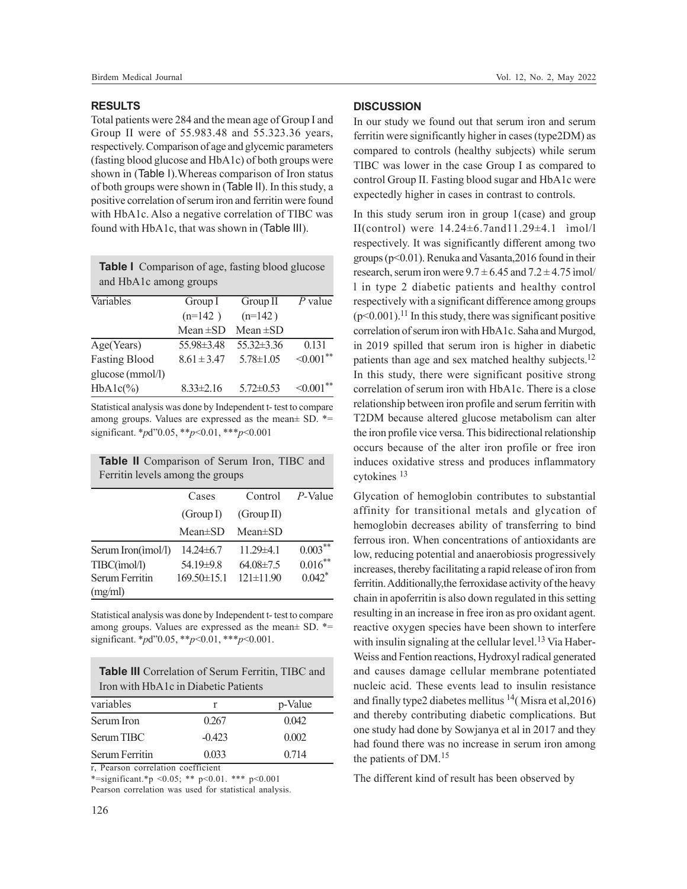## RESULTS

Total patients were 284 and the mean age of Group I and Group II were of 55.983.48 and 55.323.36 years, respectively. Comparison of age and glycemic parameters (fasting blood glucose and HbA1c) of both groups were shown in (Table I).Whereas comparison of Iron status of both groups were shown in (Table II). In this study, a positive correlation of serum iron and ferritin were found with HbA1c. Also a negative correlation of TIBC was found with HbA1c, that was shown in (Table III).

**Table I** Comparison of age, fasting blood glucose and HbA1c among groups

| Variables | Group I (n=142 ) Mean ±SD | Group II (n=142 ) Mean ±SD | *P* value |
|---|---|---|---|
| Age(Years) | 55.98±3.48 | 55.32±3.36 | 0.131 |
| Fasting Blood glucose (mmol/l) | 8.61 ± 3.47 | 5.78±1.05 | <0.001** |
| HbA1c(%) | 8.33±2.16 | 5.72±0.53 | <0.001** |

Statistical analysis was done by Independent t- test to compare among groups. Values are expressed as the mean± SD. *= significant. *pd"0.05, ***p*<0.01, ****p*<0.001

**Table II** Comparison of Serum Iron, TIBC and Ferritin levels among the groups

| | Cases (Group I) Mean±SD | Control (Group II) Mean±SD | *P*-Value |
|---|---|---|---|
| Serum Iron(imol/l) | 14.24±6.7 | 11.29±4.1 | 0.003** |
| TIBC(imol/l) | 54.19±9.8 | 64.08±7.5 | 0.016** |
| Serum Ferritin (mg/ml) | 169.50±15.1 | 121±11.90 | 0.042* |

Statistical analysis was done by Independent t- test to compare among groups. Values are expressed as the mean± SD. *= significant. *pd"0.05, ***p*<0.01, ****p*<0.001.

**Table III** Correlation of Serum Ferritin, TIBC and Iron with HbA1c in Diabetic Patients

| variables | r | p-Value |
|---|---|---|
| Serum Iron | 0.267 | 0.042 |
| Serum TIBC | -0.423 | 0.002 |
| Serum Ferritin | 0.033 | 0.714 |

r, Pearson correlation coefficient

*=significant.*p <0.05; ** p<0.01. *** p<0.001

Pearson correlation was used for statistical analysis.

## DISCUSSION

In our study we found out that serum iron and serum ferritin were significantly higher in cases (type2DM) as compared to controls (healthy subjects) while serum TIBC was lower in the case Group I as compared to control Group II. Fasting blood sugar and HbA1c were expectedly higher in cases in contrast to controls.

In this study serum iron in group 1(case) and group II(control) were 14.24±6.7and11.29±4.1 ìmol/l respectively. It was significantly different among two groups (p<0.01). Renuka and Vasanta,2016 found in their research, serum iron were 9.7 ± 6.45 and 7.2 ± 4.75 ìmol/l in type 2 diabetic patients and healthy control respectively with a significant difference among groups (p<0.001).[11] In this study, there was significant positive correlation of serum iron with HbA1c. Saha and Murgod, in 2019 spilled that serum iron is higher in diabetic patients than age and sex matched healthy subjects.[12] In this study, there were significant positive strong correlation of serum iron with HbA1c. There is a close relationship between iron profile and serum ferritin with T2DM because altered glucose metabolism can alter the iron profile vice versa. This bidirectional relationship occurs because of the alter iron profile or free iron induces oxidative stress and produces inflammatory cytokines [13]

Glycation of hemoglobin contributes to substantial affinity for transitional metals and glycation of hemoglobin decreases ability of transferring to bind ferrous iron. When concentrations of antioxidants are low, reducing potential and anaerobiosis progressively increases, thereby facilitating a rapid release of iron from ferritin. Additionally,the ferroxidase activity of the heavy chain in apoferritin is also down regulated in this setting resulting in an increase in free iron as pro oxidant agent. reactive oxygen species have been shown to interfere with insulin signaling at the cellular level.[13] Via Haber-Weiss and Fention reactions, Hydroxyl radical generated and causes damage cellular membrane potentiated nucleic acid. These events lead to insulin resistance and finally type2 diabetes mellitus [14]( Misra et al,2016) and thereby contributing diabetic complications. But one study had done by Sowjanya et al in 2017 and they had found there was no increase in serum iron among the patients of DM.[15]

The different kind of result has been observed by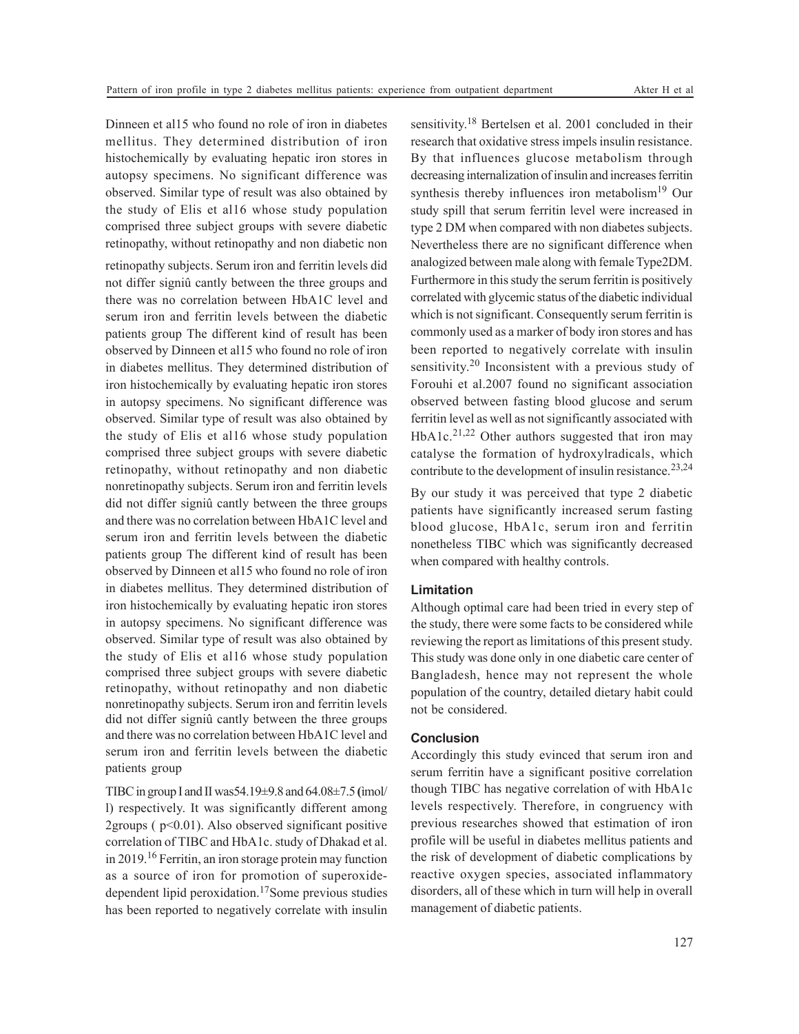Dinneen et al15 who found no role of iron in diabetes mellitus. They determined distribution of iron histochemically by evaluating hepatic iron stores in autopsy specimens. No significant difference was observed. Similar type of result was also obtained by the study of Elis et al16 whose study population comprised three subject groups with severe diabetic retinopathy, without retinopathy and non diabetic non retinopathy subjects. Serum iron and ferritin levels did not differ signiû cantly between the three groups and there was no correlation between HbA1C level and serum iron and ferritin levels between the diabetic patients group The different kind of result has been observed by Dinneen et al15 who found no role of iron in diabetes mellitus. They determined distribution of iron histochemically by evaluating hepatic iron stores in autopsy specimens. No significant difference was observed. Similar type of result was also obtained by the study of Elis et al16 whose study population comprised three subject groups with severe diabetic retinopathy, without retinopathy and non diabetic nonretinopathy subjects. Serum iron and ferritin levels did not differ signiû cantly between the three groups and there was no correlation between HbA1C level and serum iron and ferritin levels between the diabetic patients group The different kind of result has been observed by Dinneen et al15 who found no role of iron in diabetes mellitus. They determined distribution of iron histochemically by evaluating hepatic iron stores in autopsy specimens. No significant difference was observed. Similar type of result was also obtained by the study of Elis et al16 whose study population comprised three subject groups with severe diabetic retinopathy, without retinopathy and non diabetic nonretinopathy subjects. Serum iron and ferritin levels did not differ signiû cantly between the three groups and there was no correlation between HbA1C level and serum iron and ferritin levels between the diabetic patients group

TIBC in group I and II was54.19±9.8 and 64.08±7.5 (ìmol/l) respectively. It was significantly different among 2groups ( $p<0.01$). Also observed significant positive correlation of TIBC and HbA1c. study of Dhakad et al. in 2019.[16] Ferritin, an iron storage protein may function as a source of iron for promotion of superoxide-dependent lipid peroxidation.[17]Some previous studies has been reported to negatively correlate with insulin sensitivity.[18] Bertelsen et al. 2001 concluded in their research that oxidative stress impels insulin resistance. By that influences glucose metabolism through decreasing internalization of insulin and increases ferritin synthesis thereby influences iron metabolism[19] Our study spill that serum ferritin level were increased in type 2 DM when compared with non diabetes subjects. Nevertheless there are no significant difference when analogized between male along with female Type2DM. Furthermore in this study the serum ferritin is positively correlated with glycemic status of the diabetic individual which is not significant. Consequently serum ferritin is commonly used as a marker of body iron stores and has been reported to negatively correlate with insulin sensitivity.[20] Inconsistent with a previous study of Forouhi et al.2007 found no significant association observed between fasting blood glucose and serum ferritin level as well as not significantly associated with HbA1c.[21,22] Other authors suggested that iron may catalyse the formation of hydroxylradicals, which contribute to the development of insulin resistance.[23,24]

By our study it was perceived that type 2 diabetic patients have significantly increased serum fasting blood glucose, HbA1c, serum iron and ferritin nonetheless TIBC which was significantly decreased when compared with healthy controls.

## Limitation

Although optimal care had been tried in every step of the study, there were some facts to be considered while reviewing the report as limitations of this present study. This study was done only in one diabetic care center of Bangladesh, hence may not represent the whole population of the country, detailed dietary habit could not be considered.

## Conclusion

Accordingly this study evinced that serum iron and serum ferritin have a significant positive correlation though TIBC has negative correlation of with HbA1c levels respectively. Therefore, in congruency with previous researches showed that estimation of iron profile will be useful in diabetes mellitus patients and the risk of development of diabetic complications by reactive oxygen species, associated inflammatory disorders, all of these which in turn will help in overall management of diabetic patients.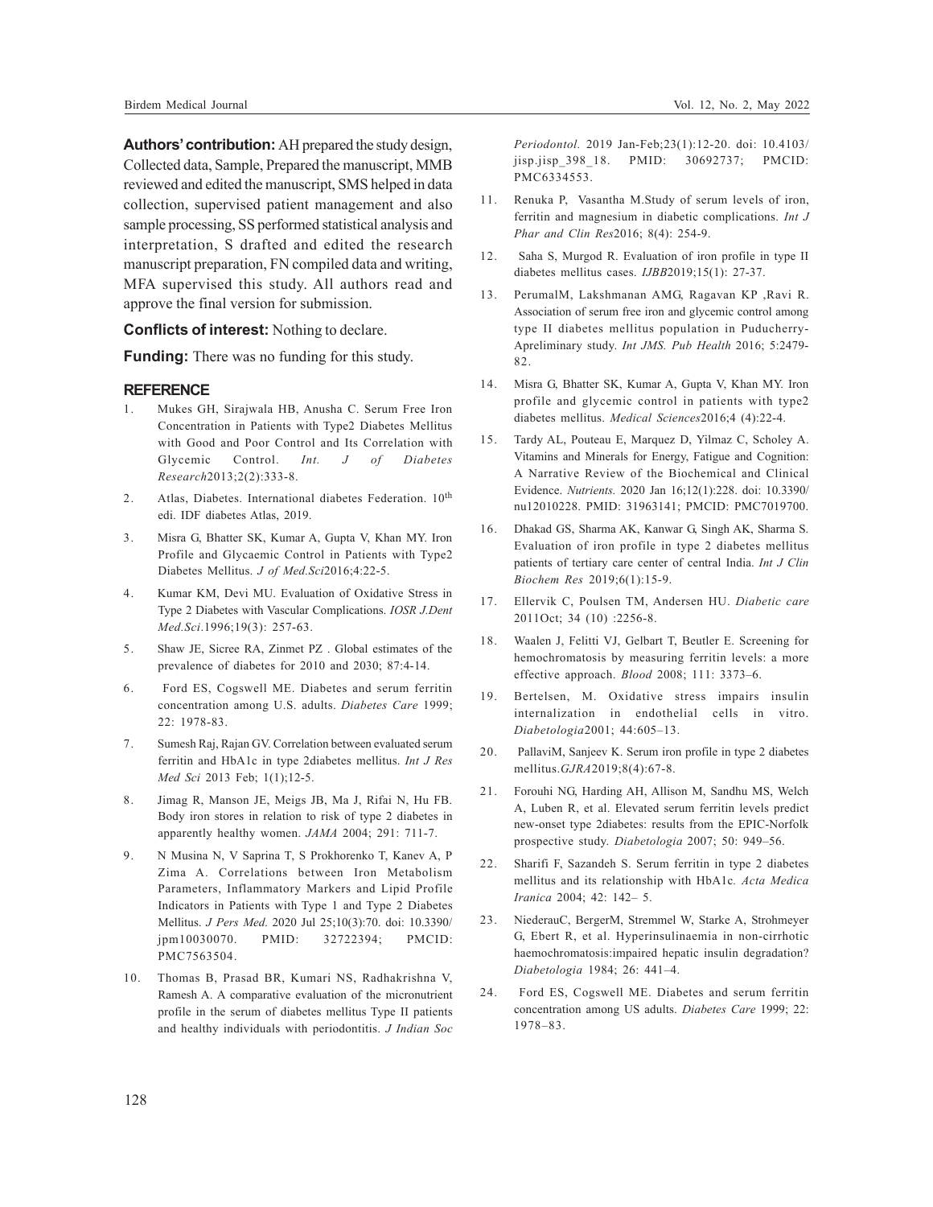**Authors' contribution:** AH prepared the study design, Collected data, Sample, Prepared the manuscript, MMB reviewed and edited the manuscript, SMS helped in data collection, supervised patient management and also sample processing, SS performed statistical analysis and interpretation, S drafted and edited the research manuscript preparation, FN compiled data and writing, MFA supervised this study. All authors read and approve the final version for submission.

**Conflicts of interest:** Nothing to declare.

**Funding:** There was no funding for this study.

## REFERENCE

1. Mukes GH, Sirajwala HB, Anusha C. Serum Free Iron Concentration in Patients with Type2 Diabetes Mellitus with Good and Poor Control and Its Correlation with Glycemic Control. *Int. J of Diabetes Research*2013;2(2):333-8.
2. Atlas, Diabetes. International diabetes Federation. 10th edi. IDF diabetes Atlas, 2019.
3. Misra G, Bhatter SK, Kumar A, Gupta V, Khan MY. Iron Profile and Glycaemic Control in Patients with Type2 Diabetes Mellitus. *J of Med.Sci*2016;4:22-5.
4. Kumar KM, Devi MU. Evaluation of Oxidative Stress in Type 2 Diabetes with Vascular Complications. *IOSR J.Dent Med.Sci*.1996;19(3): 257-63.
5. Shaw JE, Sicree RA, Zinmet PZ . Global estimates of the prevalence of diabetes for 2010 and 2030; 87:4-14.
6. Ford ES, Cogswell ME. Diabetes and serum ferritin concentration among U.S. adults. *Diabetes Care* 1999; 22: 1978-83.
7. Sumesh Raj, Rajan GV. Correlation between evaluated serum ferritin and HbA1c in type 2diabetes mellitus. *Int J Res Med Sci* 2013 Feb; 1(1);12-5.
8. Jimag R, Manson JE, Meigs JB, Ma J, Rifai N, Hu FB. Body iron stores in relation to risk of type 2 diabetes in apparently healthy women. *JAMA* 2004; 291: 711-7.
9. N Musina N, V Saprina T, S Prokhorenko T, Kanev A, P Zima A. Correlations between Iron Metabolism Parameters, Inflammatory Markers and Lipid Profile Indicators in Patients with Type 1 and Type 2 Diabetes Mellitus. *J Pers Med*. 2020 Jul 25;10(3):70. doi: 10.3390/jpm10030070. PMID: 32722394; PMCID: PMC7563504.
10. Thomas B, Prasad BR, Kumari NS, Radhakrishna V, Ramesh A. A comparative evaluation of the micronutrient profile in the serum of diabetes mellitus Type II patients and healthy individuals with periodontitis. *J Indian Soc Periodontol.* 2019 Jan-Feb;23(1):12-20. doi: 10.4103/jisp.jisp_398_18. PMID: 30692737; PMCID: PMC6334553.
11. Renuka P, Vasantha M.Study of serum levels of iron, ferritin and magnesium in diabetic complications. *Int J Phar and Clin Res*2016; 8(4): 254-9.
12. Saha S, Murgod R. Evaluation of iron profile in type II diabetes mellitus cases. *IJBB*2019;15(1): 27-37.
13. PerumalM, Lakshmanan AMG, Ragavan KP ,Ravi R. Association of serum free iron and glycemic control among type II diabetes mellitus population in Puducherry-Apreliminary study. *Int JMS. Pub Health* 2016; 5:2479-82.
14. Misra G, Bhatter SK, Kumar A, Gupta V, Khan MY. Iron profile and glycemic control in patients with type2 diabetes mellitus. *Medical Sciences*2016;4 (4):22-4.
15. Tardy AL, Pouteau E, Marquez D, Yilmaz C, Scholey A. Vitamins and Minerals for Energy, Fatigue and Cognition: A Narrative Review of the Biochemical and Clinical Evidence. *Nutrients.* 2020 Jan 16;12(1):228. doi: 10.3390/nu12010228. PMID: 31963141; PMCID: PMC7019700.
16. Dhakad GS, Sharma AK, Kanwar G, Singh AK, Sharma S. Evaluation of iron profile in type 2 diabetes mellitus patients of tertiary care center of central India. *Int J Clin Biochem Res* 2019;6(1):15-9.
17. Ellervik C, Poulsen TM, Andersen HU. *Diabetic care* 2011Oct; 34 (10) :2256-8.
18. Waalen J, Felitti VJ, Gelbart T, Beutler E. Screening for hemochromatosis by measuring ferritin levels: a more effective approach. *Blood* 2008; 111: 3373–6.
19. Bertelsen, M. Oxidative stress impairs insulin internalization in endothelial cells in vitro. *Diabetologia*2001; 44:605–13.
20. PallaviM, Sanjeev K. Serum iron profile in type 2 diabetes mellitus.*GJRA*2019;8(4):67-8.
21. Forouhi NG, Harding AH, Allison M, Sandhu MS, Welch A, Luben R, et al. Elevated serum ferritin levels predict new-onset type 2diabetes: results from the EPIC-Norfolk prospective study. *Diabetologia* 2007; 50: 949–56.
22. Sharifi F, Sazandeh S. Serum ferritin in type 2 diabetes mellitus and its relationship with HbA1c. *Acta Medica Iranica* 2004; 42: 142– 5.
23. NiederauC, BergerM, Stremmel W, Starke A, Strohmeyer G, Ebert R, et al. Hyperinsulinaemia in non-cirrhotic haemochromatosis:impaired hepatic insulin degradation? *Diabetologia* 1984; 26: 441–4.
24. Ford ES, Cogswell ME. Diabetes and serum ferritin concentration among US adults. *Diabetes Care* 1999; 22: 1978–83.